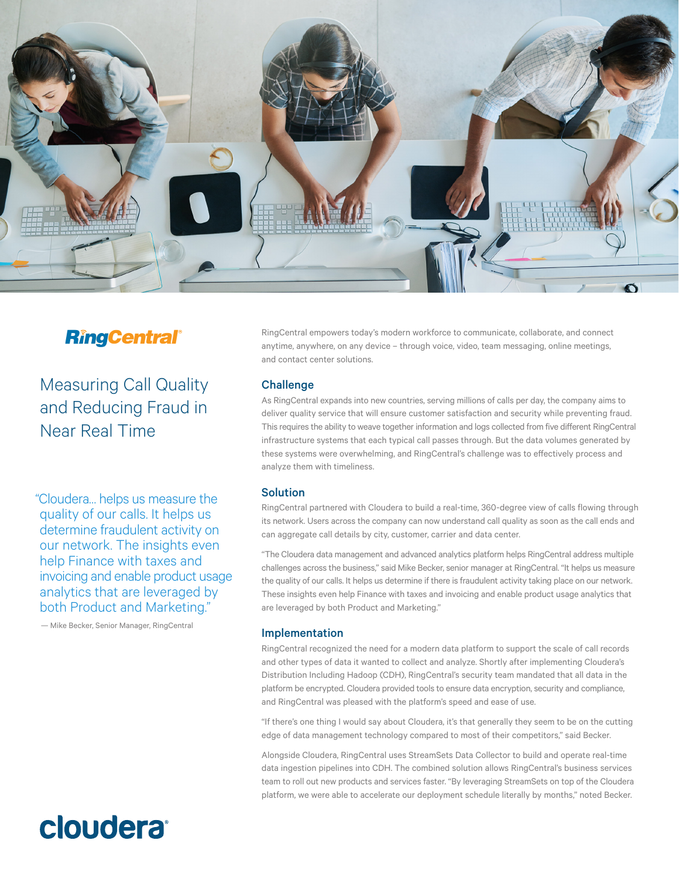RingCentral®

# Measuring Call Quality and Reducing Fraud in Near Real Time

"Cloudera… helps us measure the quality of our calls. It helps us determine fraudulent activity on our network. The insights even help Finance with taxes and invoicing and enable product usage analytics that are leveraged by both Product and Marketing."

— Mike Becker, Senior Manager, RingCentral

RingCentral empowers today's modern workforce to communicate, collaborate, and connect anytime, anywhere, on any device – through voice, video, team messaging, online meetings, and contact center solutions.

## Challenge

As RingCentral expands into new countries, serving millions of calls per day, the company aims to deliver quality service that will ensure customer satisfaction and security while preventing fraud. This requires the ability to weave together information and logs collected from five different RingCentral infrastructure systems that each typical call passes through. But the data volumes generated by these systems were overwhelming, and RingCentral's challenge was to effectively process and analyze them with timeliness.

## Solution

RingCentral partnered with Cloudera to build a real-time, 360-degree view of calls flowing through its network. Users across the company can now understand call quality as soon as the call ends and can aggregate call details by city, customer, carrier and data center.

"The Cloudera data management and advanced analytics platform helps RingCentral address multiple challenges across the business," said Mike Becker, senior manager at RingCentral. "It helps us measure the quality of our calls. It helps us determine if there is fraudulent activity taking place on our network. These insights even help Finance with taxes and invoicing and enable product usage analytics that are leveraged by both Product and Marketing."

## Implementation

RingCentral recognized the need for a modern data platform to support the scale of call records and other types of data it wanted to collect and analyze. Shortly after implementing Cloudera's Distribution Including Hadoop (CDH), RingCentral's security team mandated that all data in the platform be encrypted. Cloudera provided tools to ensure data encryption, security and compliance, and RingCentral was pleased with the platform's speed and ease of use.

"If there's one thing I would say about Cloudera, it's that generally they seem to be on the cutting edge of data management technology compared to most of their competitors," said Becker.

Alongside Cloudera, RingCentral uses StreamSets Data Collector to build and operate real-time data ingestion pipelines into CDH. The combined solution allows RingCentral's business services team to roll out new products and services faster. "By leveraging StreamSets on top of the Cloudera platform, we were able to accelerate our deployment schedule literally by months," noted Becker.

cloudera®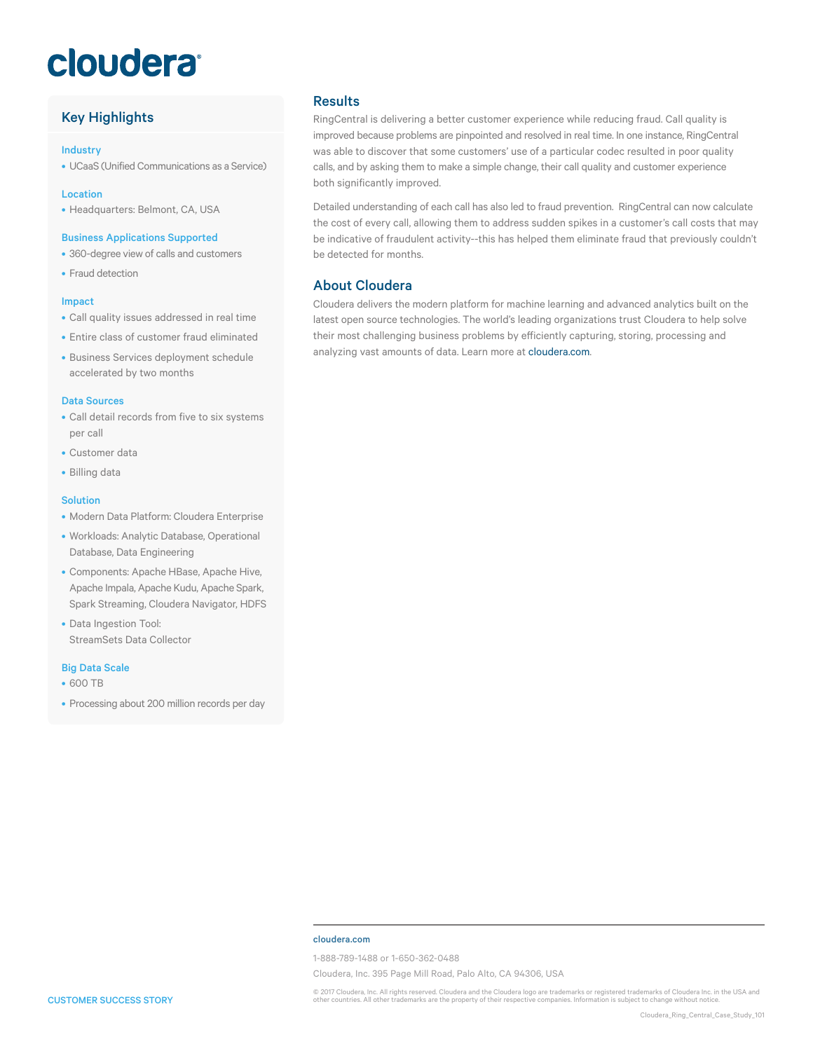cloudera

## Key Highlights

### Industry

- UCaaS (Unified Communications as a Service)

### Location

- Headquarters: Belmont, CA, USA

### Business Applications Supported

- 360-degree view of calls and customers
- Fraud detection

### Impact

- Call quality issues addressed in real time
- Entire class of customer fraud eliminated
- Business Services deployment schedule accelerated by two months

### Data Sources

- Call detail records from five to six systems per call
- Customer data
- Billing data

### Solution

- Modern Data Platform: Cloudera Enterprise
- Workloads: Analytic Database, Operational Database, Data Engineering
- Components: Apache HBase, Apache Hive, Apache Impala, Apache Kudu, Apache Spark, Spark Streaming, Cloudera Navigator, HDFS
- Data Ingestion Tool: StreamSets Data Collector

### Big Data Scale

- 600 TB
- Processing about 200 million records per day

## Results

RingCentral is delivering a better customer experience while reducing fraud. Call quality is improved because problems are pinpointed and resolved in real time. In one instance, RingCentral was able to discover that some customers' use of a particular codec resulted in poor quality calls, and by asking them to make a simple change, their call quality and customer experience both significantly improved.

Detailed understanding of each call has also led to fraud prevention. RingCentral can now calculate the cost of every call, allowing them to address sudden spikes in a customer's call costs that may be indicative of fraudulent activity--this has helped them eliminate fraud that previously couldn't be detected for months.

## About Cloudera

Cloudera delivers the modern platform for machine learning and advanced analytics built on the latest open source technologies. The world's leading organizations trust Cloudera to help solve their most challenging business problems by efficiently capturing, storing, processing and analyzing vast amounts of data. Learn more at cloudera.com.

cloudera.com

1-888-789-1488 or 1-650-362-0488

Cloudera, Inc. 395 Page Mill Road, Palo Alto, CA 94306, USA

© 2017 Cloudera, Inc. All rights reserved. Cloudera and the Cloudera logo are trademarks or registered trademarks of Cloudera Inc. in the USA and other countries. All other trademarks are the property of their respective companies. Information is subject to change without notice.

CUSTOMER SUCCESS STORY

Cloudera_Ring_Central_Case_Study_101